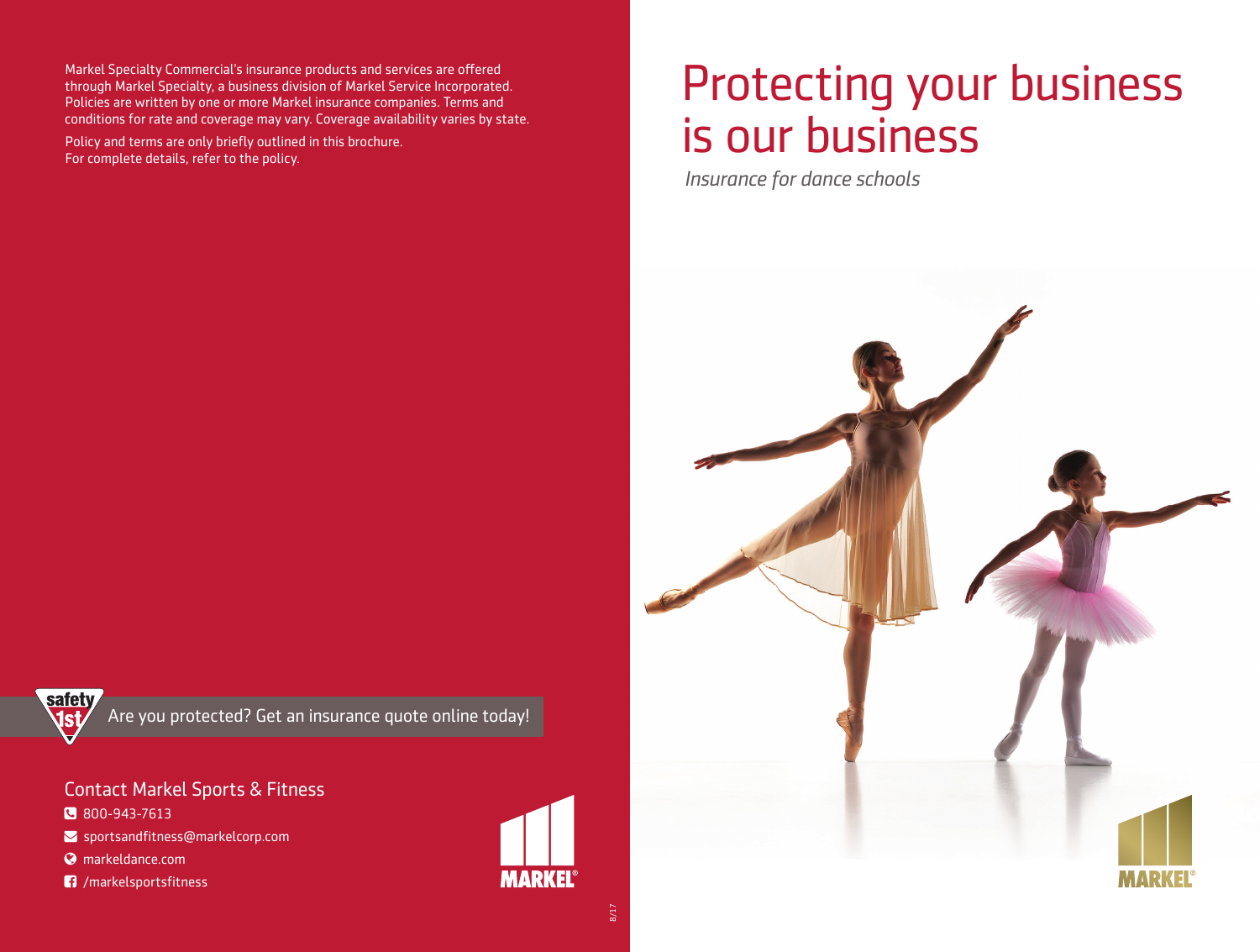Markel Specialty Commercial's insurance products and services are offered through Markel Specialty, a business division of Markel Service Incorporated. Policies are written by one or more Markel insurance companies. Terms and conditions for rate and coverage may vary. Coverage availability varies by state.

Policy and terms are only briefly outlined in this brochure. For complete details, refer to the policy.

Are you protected? Get an insurance quote online today!

## Contact Markel Sports & Fitness

- 800-943-7613
- sportsandfitness@markelcorp.com
- markeldance.com
- /markelsportsfitness

MARKEL®

8/17

# Protecting your business is our business

*Insurance for dance schools*

MARKEL®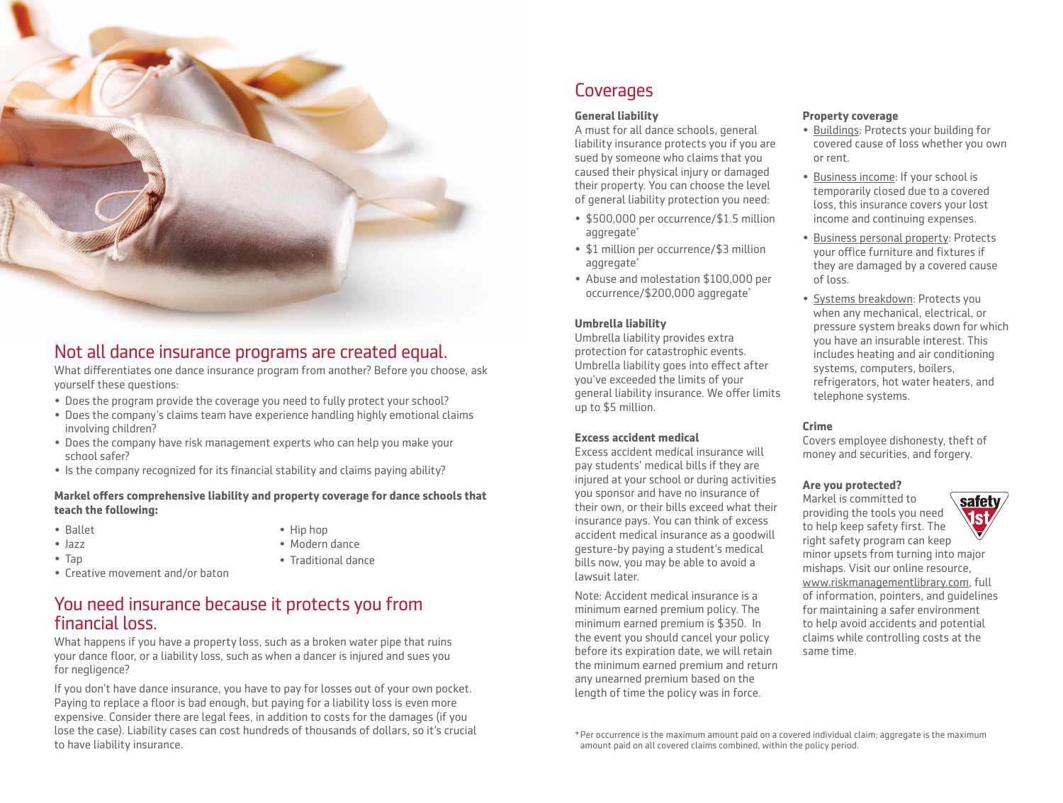## Not all dance insurance programs are created equal.

What differentiates one dance insurance program from another? Before you choose, ask yourself these questions:

- Does the program provide the coverage you need to fully protect your school?
- Does the company's claims team have experience handling highly emotional claims involving children?
- Does the company have risk management experts who can help you make your school safer?
- Is the company recognized for its financial stability and claims paying ability?

**Markel offers comprehensive liability and property coverage for dance schools that teach the following:**

- Ballet
- Jazz
- Tap
- Creative movement and/or baton
- Hip hop
- Modern dance
- Traditional dance

## You need insurance because it protects you from financial loss.

What happens if you have a property loss, such as a broken water pipe that ruins your dance floor, or a liability loss, such as when a dancer is injured and sues you for negligence?

If you don't have dance insurance, you have to pay for losses out of your own pocket. Paying to replace a floor is bad enough, but paying for a liability loss is even more expensive. Consider there are legal fees, in addition to costs for the damages (if you lose the case). Liability cases can cost hundreds of thousands of dollars, so it's crucial to have liability insurance.

## Coverages

### General liability

A must for all dance schools, general liability insurance protects you if you are sued by someone who claims that you caused their physical injury or damaged their property. You can choose the level of general liability protection you need:

- $500,000 per occurrence/$1.5 million aggregate*
- $1 million per occurrence/$3 million aggregate*
- Abuse and molestation $100,000 per occurrence/$200,000 aggregate*

### Umbrella liability

Umbrella liability provides extra protection for catastrophic events. Umbrella liability goes into effect after you've exceeded the limits of your general liability insurance. We offer limits up to $5 million.

### Excess accident medical

Excess accident medical insurance will pay students' medical bills if they are injured at your school or during activities you sponsor and have no insurance of their own, or their bills exceed what their insurance pays. You can think of excess accident medical insurance as a goodwill gesture-by paying a student's medical bills now, you may be able to avoid a lawsuit later.

Note: Accident medical insurance is a minimum earned premium policy. The minimum earned premium is $350. In the event you should cancel your policy before its expiration date, we will retain the minimum earned premium and return any unearned premium based on the length of time the policy was in force.

### Property coverage

- Buildings: Protects your building for covered cause of loss whether you own or rent.
- Business income: If your school is temporarily closed due to a covered loss, this insurance covers your lost income and continuing expenses.
- Business personal property: Protects your office furniture and fixtures if they are damaged by a covered cause of loss.
- Systems breakdown: Protects you when any mechanical, electrical, or pressure system breaks down for which you have an insurable interest. This includes heating and air conditioning systems, computers, boilers, refrigerators, hot water heaters, and telephone systems.

### Crime

Covers employee dishonesty, theft of money and securities, and forgery.

### Are you protected?

Markel is committed to providing the tools you need to help keep safety first. The right safety program can keep minor upsets from turning into major mishaps. Visit our online resource, www.riskmanagementlibrary.com, full of information, pointers, and guidelines for maintaining a safer environment to help avoid accidents and potential claims while controlling costs at the same time.

*Per occurrence is the maximum amount paid on a covered individual claim; aggregate is the maximum amount paid on all covered claims combined, within the policy period.